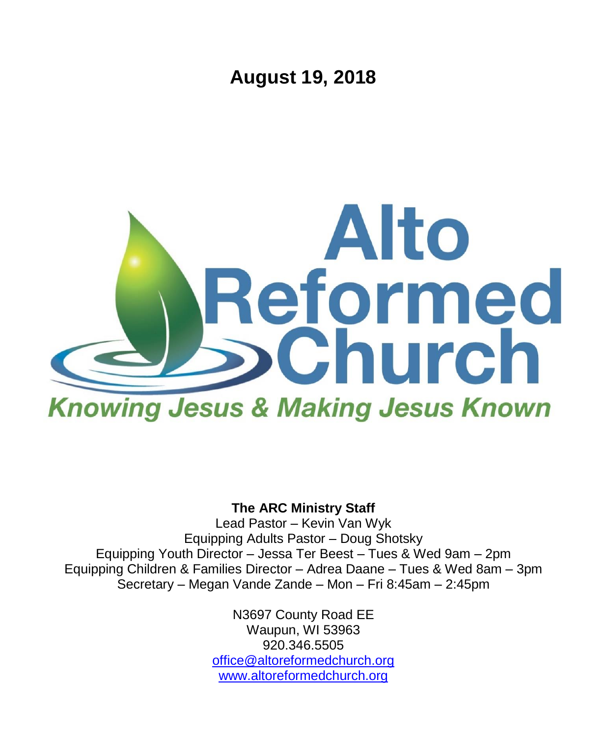# August 19, 2018

# Alto Reformed Church

*Knowing Jesus & Making Jesus Known*

**The ARC Ministry Staff**

Lead Pastor – Kevin Van Wyk
Equipping Adults Pastor – Doug Shotsky
Equipping Youth Director – Jessa Ter Beest – Tues & Wed 9am – 2pm
Equipping Children & Families Director – Adrea Daane – Tues & Wed 8am – 3pm
Secretary – Megan Vande Zande – Mon – Fri 8:45am – 2:45pm

N3697 County Road EE
Waupun, WI 53963
920.346.5505
office@altoreformedchurch.org
www.altoreformedchurch.org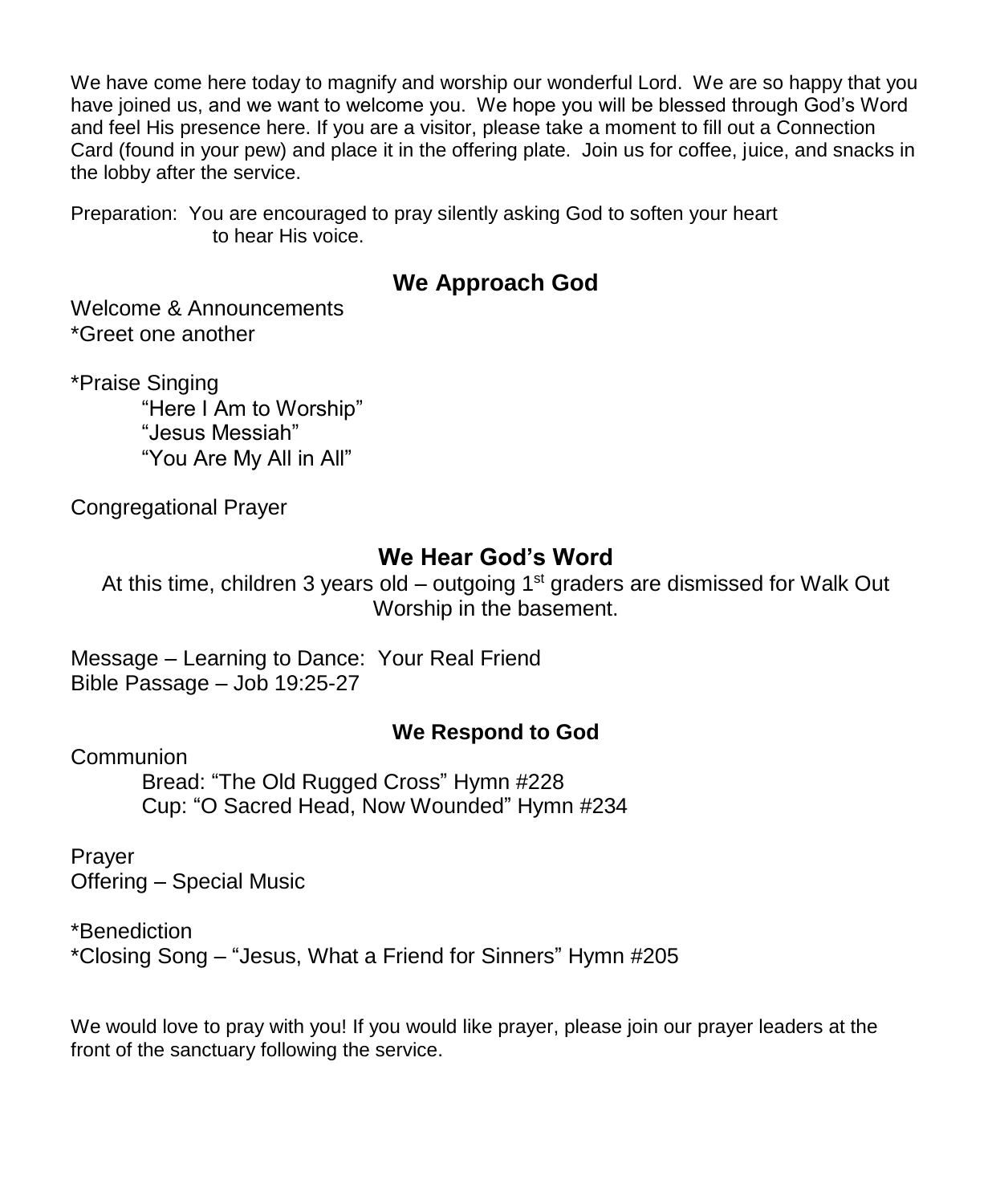We have come here today to magnify and worship our wonderful Lord. We are so happy that you have joined us, and we want to welcome you. We hope you will be blessed through God's Word and feel His presence here. If you are a visitor, please take a moment to fill out a Connection Card (found in your pew) and place it in the offering plate. Join us for coffee, juice, and snacks in the lobby after the service.

Preparation: You are encouraged to pray silently asking God to soften your heart to hear His voice.

## We Approach God

Welcome & Announcements
*Greet one another

*Praise Singing
- "Here I Am to Worship"
- "Jesus Messiah"
- "You Are My All in All"

Congregational Prayer

## We Hear God's Word

At this time, children 3 years old – outgoing 1st graders are dismissed for Walk Out Worship in the basement.

Message – Learning to Dance: Your Real Friend
Bible Passage – Job 19:25-27

## We Respond to God

Communion
- Bread: "The Old Rugged Cross" Hymn #228
- Cup: "O Sacred Head, Now Wounded" Hymn #234

Prayer
Offering – Special Music

*Benediction
*Closing Song – "Jesus, What a Friend for Sinners" Hymn #205

We would love to pray with you! If you would like prayer, please join our prayer leaders at the front of the sanctuary following the service.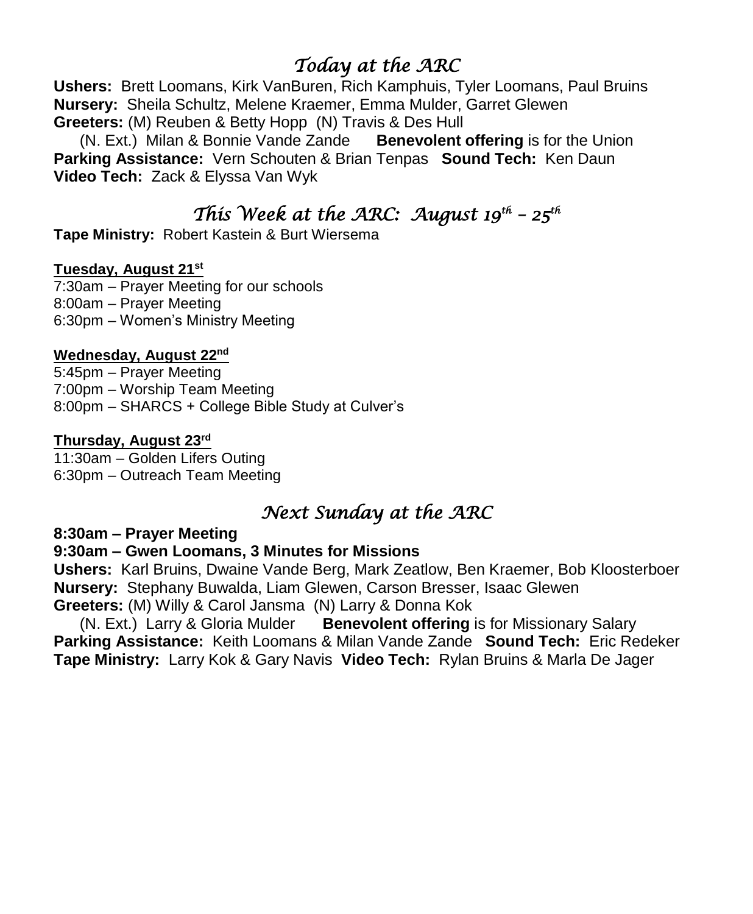## *Today at the ARC*

**Ushers:** Brett Loomans, Kirk VanBuren, Rich Kamphuis, Tyler Loomans, Paul Bruins
**Nursery:** Sheila Schultz, Melene Kraemer, Emma Mulder, Garret Glewen
**Greeters:** (M) Reuben & Betty Hopp (N) Travis & Des Hull
(N. Ext.) Milan & Bonnie Vande Zande **Benevolent offering** is for the Union
**Parking Assistance:** Vern Schouten & Brian Tenpas **Sound Tech:** Ken Daun
**Video Tech:** Zack & Elyssa Van Wyk

## *This Week at the ARC: August 19th – 25th*

**Tape Ministry:** Robert Kastein & Burt Wiersema

**Tuesday, August 21st**
7:30am – Prayer Meeting for our schools
8:00am – Prayer Meeting
6:30pm – Women's Ministry Meeting

**Wednesday, August 22nd**
5:45pm – Prayer Meeting
7:00pm – Worship Team Meeting
8:00pm – SHARCS + College Bible Study at Culver's

**Thursday, August 23rd**
11:30am – Golden Lifers Outing
6:30pm – Outreach Team Meeting

## *Next Sunday at the ARC*

**8:30am – Prayer Meeting**
**9:30am – Gwen Loomans, 3 Minutes for Missions**
**Ushers:** Karl Bruins, Dwaine Vande Berg, Mark Zeatlow, Ben Kraemer, Bob Kloosterboer
**Nursery:** Stephany Buwalda, Liam Glewen, Carson Bresser, Isaac Glewen
**Greeters:** (M) Willy & Carol Jansma (N) Larry & Donna Kok
(N. Ext.) Larry & Gloria Mulder **Benevolent offering** is for Missionary Salary
**Parking Assistance:** Keith Loomans & Milan Vande Zande **Sound Tech:** Eric Redeker
**Tape Ministry:** Larry Kok & Gary Navis **Video Tech:** Rylan Bruins & Marla De Jager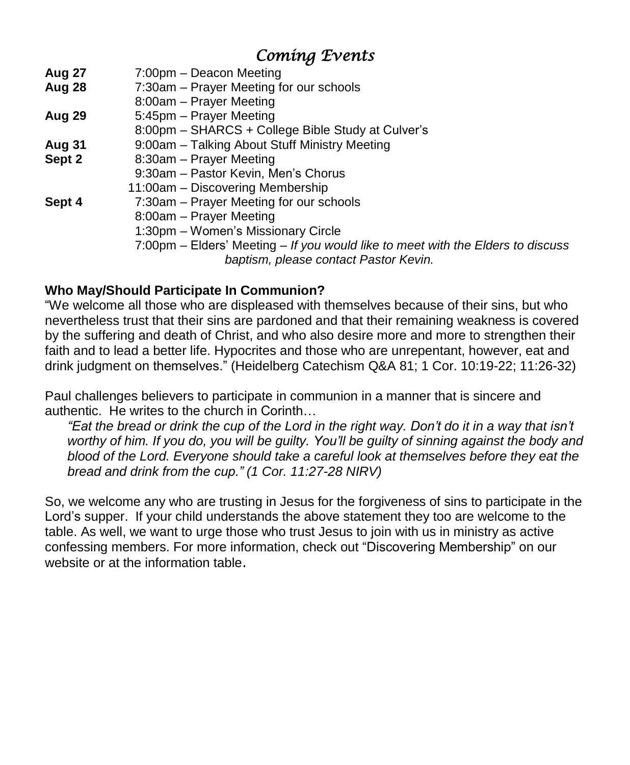# *Coming Events*

**Aug 27** 7:00pm – Deacon Meeting

**Aug 28** 7:30am – Prayer Meeting for our schools
8:00am – Prayer Meeting

**Aug 29** 5:45pm – Prayer Meeting
8:00pm – SHARCS + College Bible Study at Culver's

**Aug 31** 9:00am – Talking About Stuff Ministry Meeting

**Sept 2** 8:30am – Prayer Meeting
9:30am – Pastor Kevin, Men's Chorus
11:00am – Discovering Membership

**Sept 4** 7:30am – Prayer Meeting for our schools
8:00am – Prayer Meeting
1:30pm – Women's Missionary Circle
7:00pm – Elders' Meeting – *If you would like to meet with the Elders to discuss baptism, please contact Pastor Kevin.*

**Who May/Should Participate In Communion?**

"We welcome all those who are displeased with themselves because of their sins, but who nevertheless trust that their sins are pardoned and that their remaining weakness is covered by the suffering and death of Christ, and who also desire more and more to strengthen their faith and to lead a better life. Hypocrites and those who are unrepentant, however, eat and drink judgment on themselves." (Heidelberg Catechism Q&A 81; 1 Cor. 10:19-22; 11:26-32)

Paul challenges believers to participate in communion in a manner that is sincere and authentic. He writes to the church in Corinth…

> *"Eat the bread or drink the cup of the Lord in the right way. Don't do it in a way that isn't worthy of him. If you do, you will be guilty. You'll be guilty of sinning against the body and blood of the Lord. Everyone should take a careful look at themselves before they eat the bread and drink from the cup." (1 Cor. 11:27-28 NIRV)*

So, we welcome any who are trusting in Jesus for the forgiveness of sins to participate in the Lord's supper. If your child understands the above statement they too are welcome to the table. As well, we want to urge those who trust Jesus to join with us in ministry as active confessing members. For more information, check out "Discovering Membership" on our website or at the information table.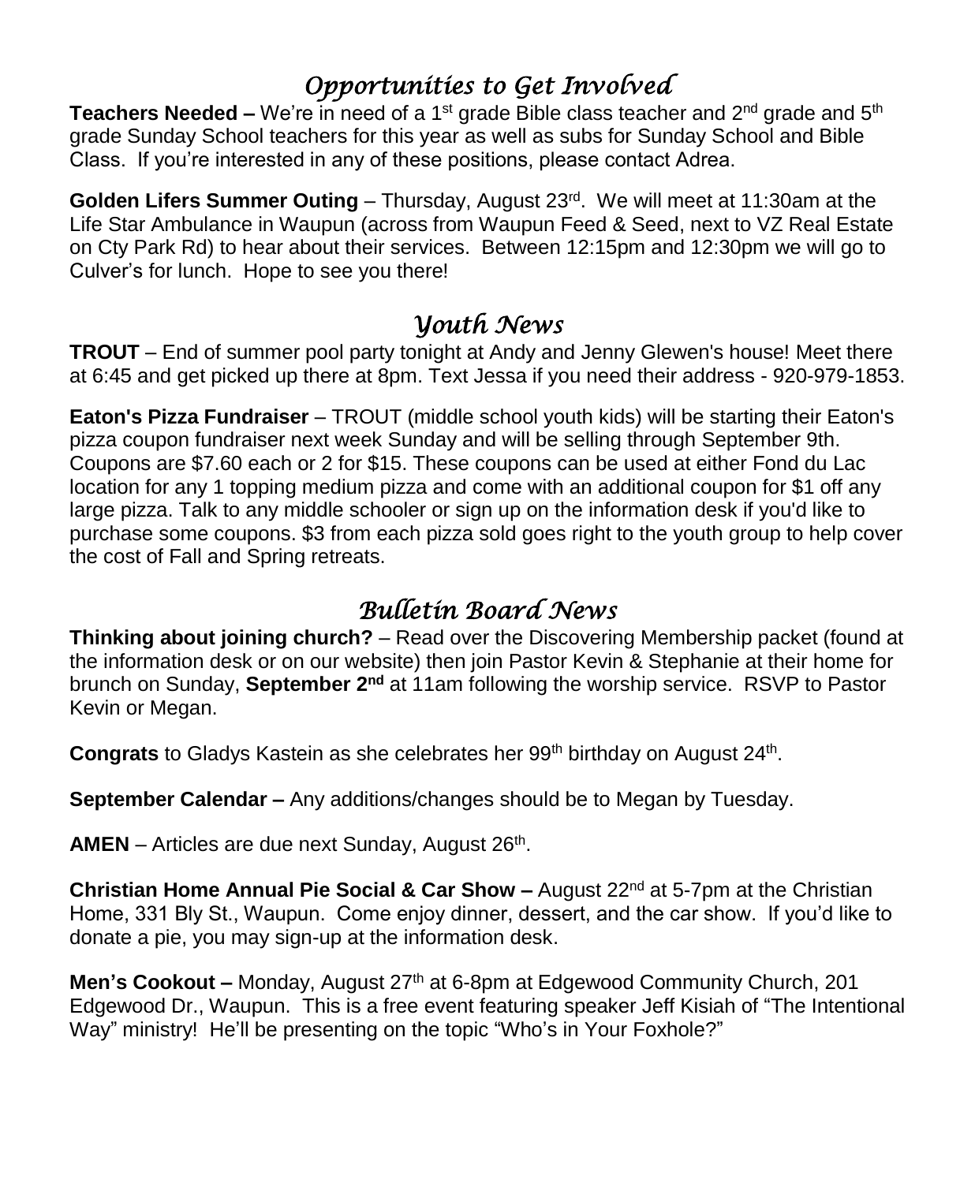## *Opportunities to Get Involved*

**Teachers Needed –** We're in need of a 1st grade Bible class teacher and 2nd grade and 5th grade Sunday School teachers for this year as well as subs for Sunday School and Bible Class. If you're interested in any of these positions, please contact Adrea.

**Golden Lifers Summer Outing** – Thursday, August 23rd. We will meet at 11:30am at the Life Star Ambulance in Waupun (across from Waupun Feed & Seed, next to VZ Real Estate on Cty Park Rd) to hear about their services. Between 12:15pm and 12:30pm we will go to Culver's for lunch. Hope to see you there!

## *Youth News*

**TROUT** – End of summer pool party tonight at Andy and Jenny Glewen's house! Meet there at 6:45 and get picked up there at 8pm. Text Jessa if you need their address - 920-979-1853.

**Eaton's Pizza Fundraiser** – TROUT (middle school youth kids) will be starting their Eaton's pizza coupon fundraiser next week Sunday and will be selling through September 9th. Coupons are $7.60 each or 2 for $15. These coupons can be used at either Fond du Lac location for any 1 topping medium pizza and come with an additional coupon for $1 off any large pizza. Talk to any middle schooler or sign up on the information desk if you'd like to purchase some coupons. $3 from each pizza sold goes right to the youth group to help cover the cost of Fall and Spring retreats.

## *Bulletin Board News*

**Thinking about joining church?** – Read over the Discovering Membership packet (found at the information desk or on our website) then join Pastor Kevin & Stephanie at their home for brunch on Sunday, **September 2nd** at 11am following the worship service. RSVP to Pastor Kevin or Megan.

**Congrats** to Gladys Kastein as she celebrates her 99th birthday on August 24th.

**September Calendar –** Any additions/changes should be to Megan by Tuesday.

**AMEN** – Articles are due next Sunday, August 26th.

**Christian Home Annual Pie Social & Car Show –** August 22nd at 5-7pm at the Christian Home, 331 Bly St., Waupun. Come enjoy dinner, dessert, and the car show. If you'd like to donate a pie, you may sign-up at the information desk.

**Men's Cookout –** Monday, August 27th at 6-8pm at Edgewood Community Church, 201 Edgewood Dr., Waupun. This is a free event featuring speaker Jeff Kisiah of "The Intentional Way" ministry! He'll be presenting on the topic "Who's in Your Foxhole?"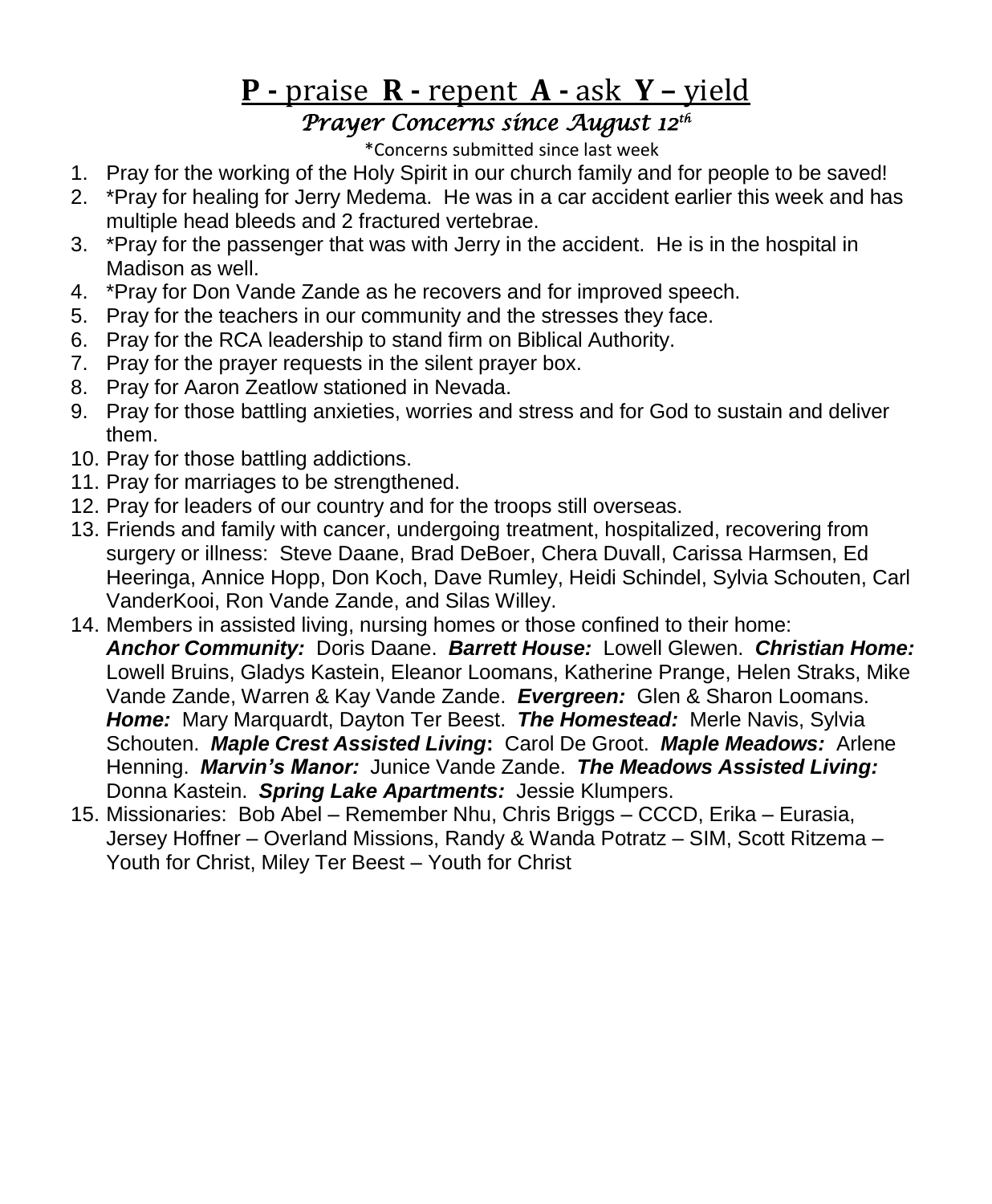# **P -** praise **R -** repent **A -** ask **Y –** yield

## *Prayer Concerns since August 12th*

*Concerns submitted since last week

1. Pray for the working of the Holy Spirit in our church family and for people to be saved!
2. *Pray for healing for Jerry Medema. He was in a car accident earlier this week and has multiple head bleeds and 2 fractured vertebrae.
3. *Pray for the passenger that was with Jerry in the accident. He is in the hospital in Madison as well.
4. *Pray for Don Vande Zande as he recovers and for improved speech.
5. Pray for the teachers in our community and the stresses they face.
6. Pray for the RCA leadership to stand firm on Biblical Authority.
7. Pray for the prayer requests in the silent prayer box.
8. Pray for Aaron Zeatlow stationed in Nevada.
9. Pray for those battling anxieties, worries and stress and for God to sustain and deliver them.
10. Pray for those battling addictions.
11. Pray for marriages to be strengthened.
12. Pray for leaders of our country and for the troops still overseas.
13. Friends and family with cancer, undergoing treatment, hospitalized, recovering from surgery or illness: Steve Daane, Brad DeBoer, Chera Duvall, Carissa Harmsen, Ed Heeringa, Annice Hopp, Don Koch, Dave Rumley, Heidi Schindel, Sylvia Schouten, Carl VanderKooi, Ron Vande Zande, and Silas Willey.
14. Members in assisted living, nursing homes or those confined to their home: ***Anchor Community:*** Doris Daane. ***Barrett House:*** Lowell Glewen. ***Christian Home:*** Lowell Bruins, Gladys Kastein, Eleanor Loomans, Katherine Prange, Helen Straks, Mike Vande Zande, Warren & Kay Vande Zande. ***Evergreen:*** Glen & Sharon Loomans. ***Home:*** Mary Marquardt, Dayton Ter Beest. ***The Homestead:*** Merle Navis, Sylvia Schouten. ***Maple Crest Assisted Living*:** Carol De Groot. ***Maple Meadows:*** Arlene Henning. ***Marvin's Manor:*** Junice Vande Zande. ***The Meadows Assisted Living:*** Donna Kastein. ***Spring Lake Apartments:*** Jessie Klumpers.
15. Missionaries: Bob Abel – Remember Nhu, Chris Briggs – CCCD, Erika – Eurasia, Jersey Hoffner – Overland Missions, Randy & Wanda Potratz – SIM, Scott Ritzema – Youth for Christ, Miley Ter Beest – Youth for Christ